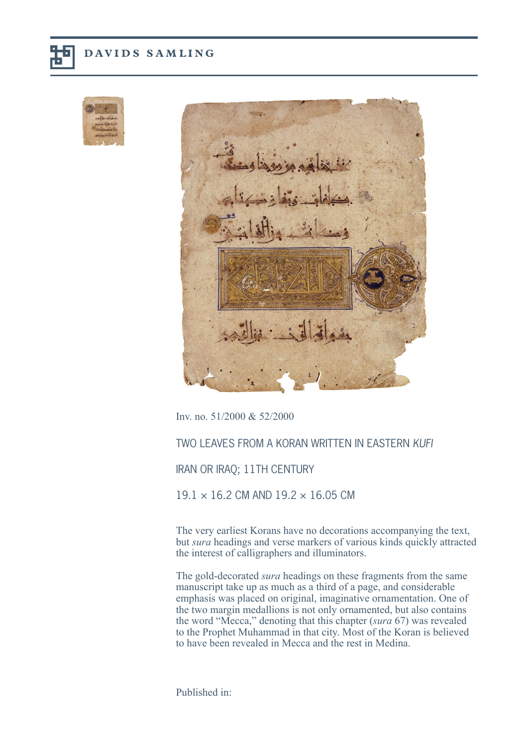Inv. no. 51/2000 & 52/2000

## TWO LEAVES FROM A KORAN WRITTEN IN EASTERN *KUFI*

IRAN OR IRAQ; 11TH CENTURY

19.1 × 16.2 CM AND 19.2 × 16.05 CM

The very earliest Korans have no decorations accompanying the text, but *sura* headings and verse markers of various kinds quickly attracted the interest of calligraphers and illuminators.

The gold-decorated *sura* headings on these fragments from the same manuscript take up as much as a third of a page, and considerable emphasis was placed on original, imaginative ornamentation. One of the two margin medallions is not only ornamented, but also contains the word "Mecca," denoting that this chapter (*sura* 67) was revealed to the Prophet Muhammad in that city. Most of the Koran is believed to have been revealed in Mecca and the rest in Medina.

Published in: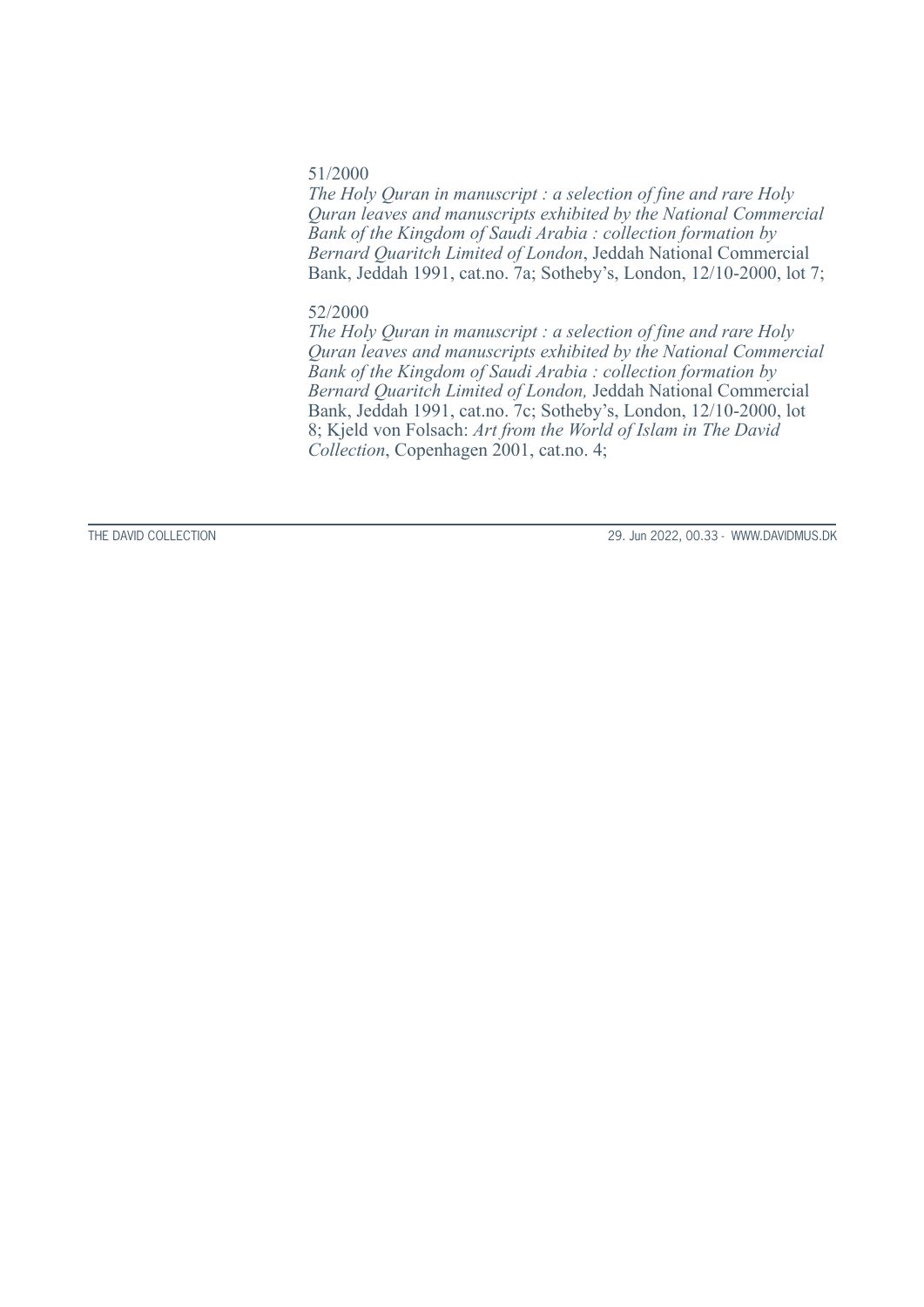51/2000
*The Holy Quran in manuscript : a selection of fine and rare Holy Quran leaves and manuscripts exhibited by the National Commercial Bank of the Kingdom of Saudi Arabia : collection formation by Bernard Quaritch Limited of London*, Jeddah National Commercial Bank, Jeddah 1991, cat.no. 7a; Sotheby's, London, 12/10-2000, lot 7;

52/2000
*The Holy Quran in manuscript : a selection of fine and rare Holy Quran leaves and manuscripts exhibited by the National Commercial Bank of the Kingdom of Saudi Arabia : collection formation by Bernard Quaritch Limited of London,* Jeddah National Commercial Bank, Jeddah 1991, cat.no. 7c; Sotheby's, London, 12/10-2000, lot 8; Kjeld von Folsach: *Art from the World of Islam in The David Collection*, Copenhagen 2001, cat.no. 4;